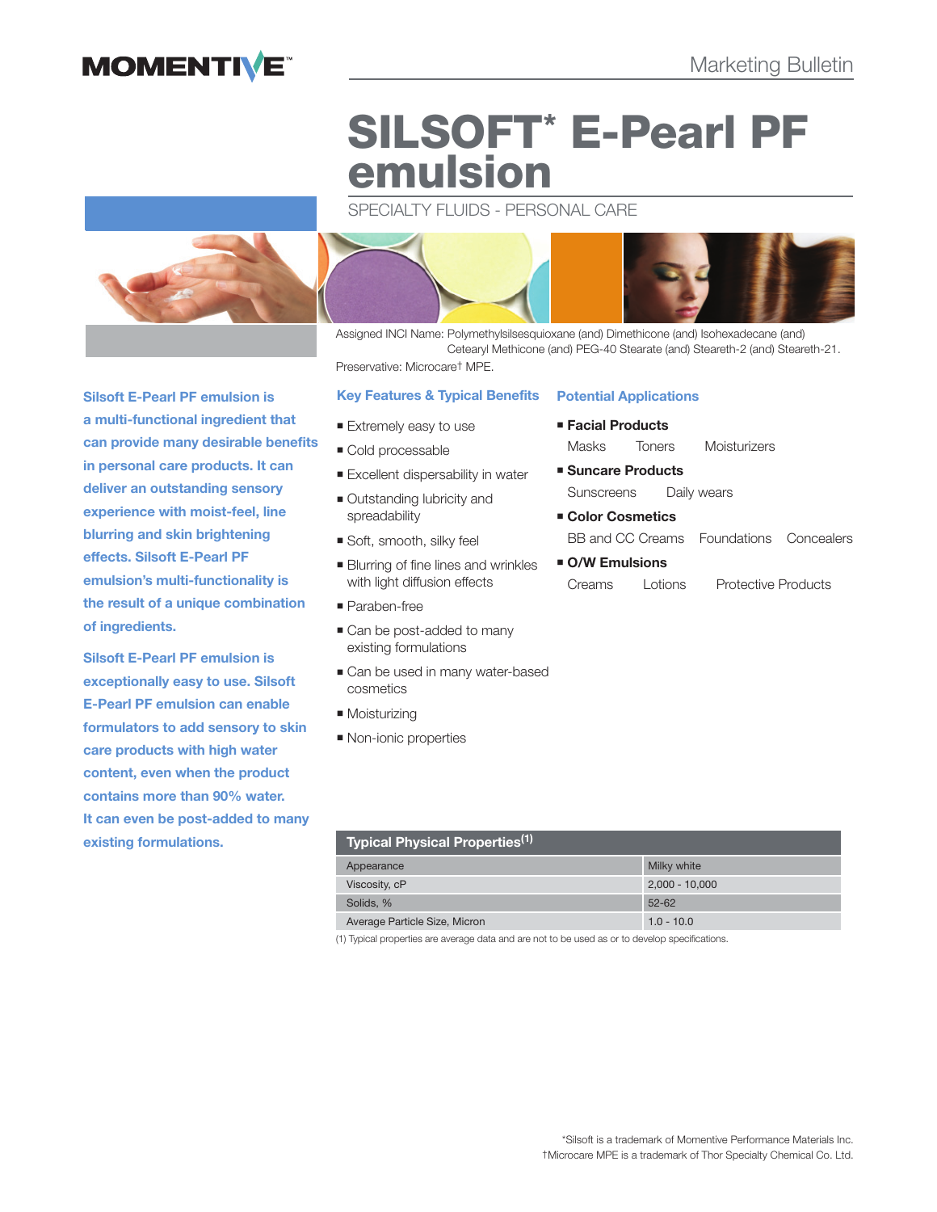MOMENTIVE™

Marketing Bulletin

# SILSOFT* E-Pearl PF emulsion

SPECIALTY FLUIDS - PERSONAL CARE

Assigned INCI Name: Polymethylsilsesquioxane (and) Dimethicone (and) Isohexadecane (and) Cetearyl Methicone (and) PEG-40 Stearate (and) Steareth-2 (and) Steareth-21.

Preservative: Microcare† MPE.

**Silsoft E-Pearl PF emulsion is a multi-functional ingredient that can provide many desirable benefits in personal care products. It can deliver an outstanding sensory experience with moist-feel, line blurring and skin brightening effects. Silsoft E-Pearl PF emulsion's multi-functionality is the result of a unique combination of ingredients.**

**Silsoft E-Pearl PF emulsion is exceptionally easy to use. Silsoft E-Pearl PF emulsion can enable formulators to add sensory to skin care products with high water content, even when the product contains more than 90% water. It can even be post-added to many existing formulations.**

## Key Features & Typical Benefits

- Extremely easy to use
- Cold processable
- Excellent dispersability in water
- Outstanding lubricity and spreadability
- Soft, smooth, silky feel
- Blurring of fine lines and wrinkles with light diffusion effects
- Paraben-free
- Can be post-added to many existing formulations
- Can be used in many water-based cosmetics
- Moisturizing
- Non-ionic properties

## Potential Applications

- **Facial Products**
  Masks Toners Moisturizers
- **Suncare Products**
  Sunscreens Daily wears
- **Color Cosmetics**
  BB and CC Creams Foundations Concealers
- **O/W Emulsions**
  Creams Lotions Protective Products

| Typical Physical Properties(1) | |
|---|---|
| Appearance | Milky white |
| Viscosity, cP | 2,000 - 10,000 |
| Solids, % | 52-62 |
| Average Particle Size, Micron | 1.0 - 10.0 |

(1) Typical properties are average data and are not to be used as or to develop specifications.

*Silsoft is a trademark of Momentive Performance Materials Inc.
†Microcare MPE is a trademark of Thor Specialty Chemical Co. Ltd.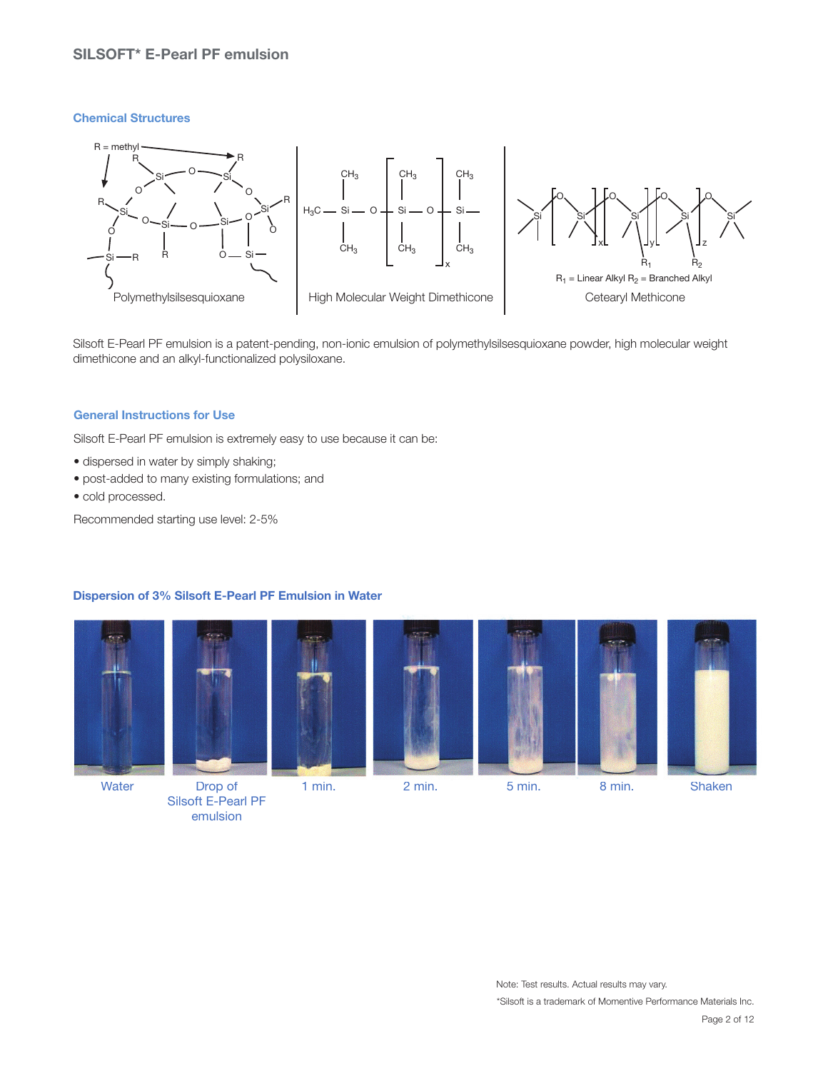## Chemical Structures

Polymethylsilsesquioxane (R = methyl)

High Molecular Weight Dimethicone

Cetearyl Methicone ($R_1$ = Linear Alkyl $R_2$ = Branched Alkyl)

Silsoft E-Pearl PF emulsion is a patent-pending, non-ionic emulsion of polymethylsilsesquioxane powder, high molecular weight dimethicone and an alkyl-functionalized polysiloxane.

## General Instructions for Use

Silsoft E-Pearl PF emulsion is extremely easy to use because it can be:

- dispersed in water by simply shaking;
- post-added to many existing formulations; and
- cold processed.

Recommended starting use level: 2-5%

## Dispersion of 3% Silsoft E-Pearl PF Emulsion in Water

Water | Drop of Silsoft E-Pearl PF emulsion | 1 min. | 2 min. | 5 min. | 8 min. | Shaken

Note: Test results. Actual results may vary.

*Silsoft is a trademark of Momentive Performance Materials Inc.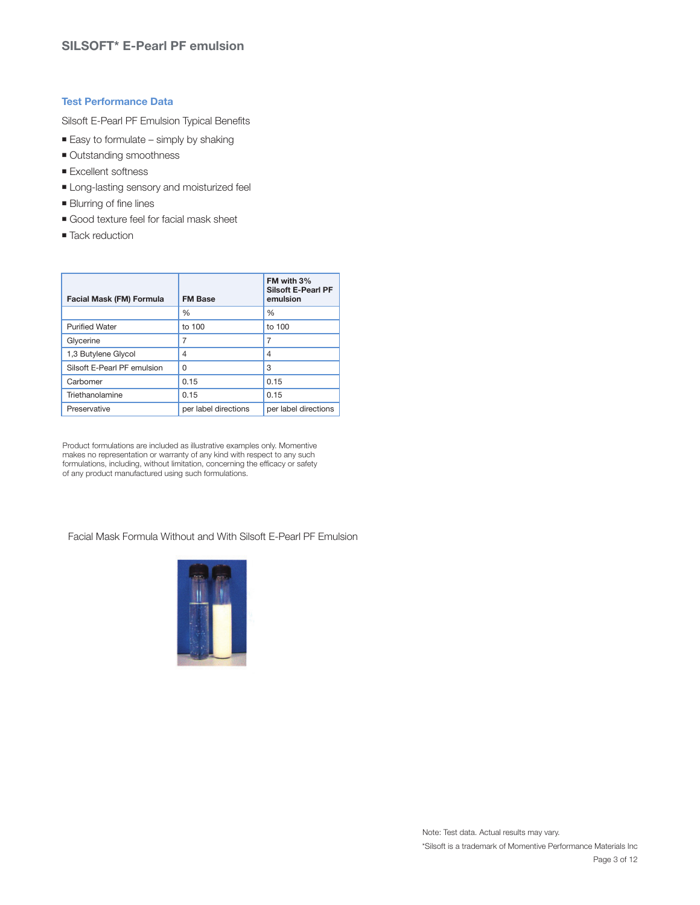## Test Performance Data

Silsoft E-Pearl PF Emulsion Typical Benefits

- Easy to formulate – simply by shaking
- Outstanding smoothness
- Excellent softness
- Long-lasting sensory and moisturized feel
- Blurring of fine lines
- Good texture feel for facial mask sheet
- Tack reduction

| Facial Mask (FM) Formula | FM Base | FM with 3% Silsoft E-Pearl PF emulsion |
|---|---|---|
| | % | % |
| Purified Water | to 100 | to 100 |
| Glycerine | 7 | 7 |
| 1,3 Butylene Glycol | 4 | 4 |
| Silsoft E-Pearl PF emulsion | 0 | 3 |
| Carbomer | 0.15 | 0.15 |
| Triethanolamine | 0.15 | 0.15 |
| Preservative | per label directions | per label directions |

Product formulations are included as illustrative examples only. Momentive makes no representation or warranty of any kind with respect to any such formulations, including, without limitation, concerning the efficacy or safety of any product manufactured using such formulations.

Facial Mask Formula Without and With Silsoft E-Pearl PF Emulsion

Note: Test data. Actual results may vary.

*Silsoft is a trademark of Momentive Performance Materials Inc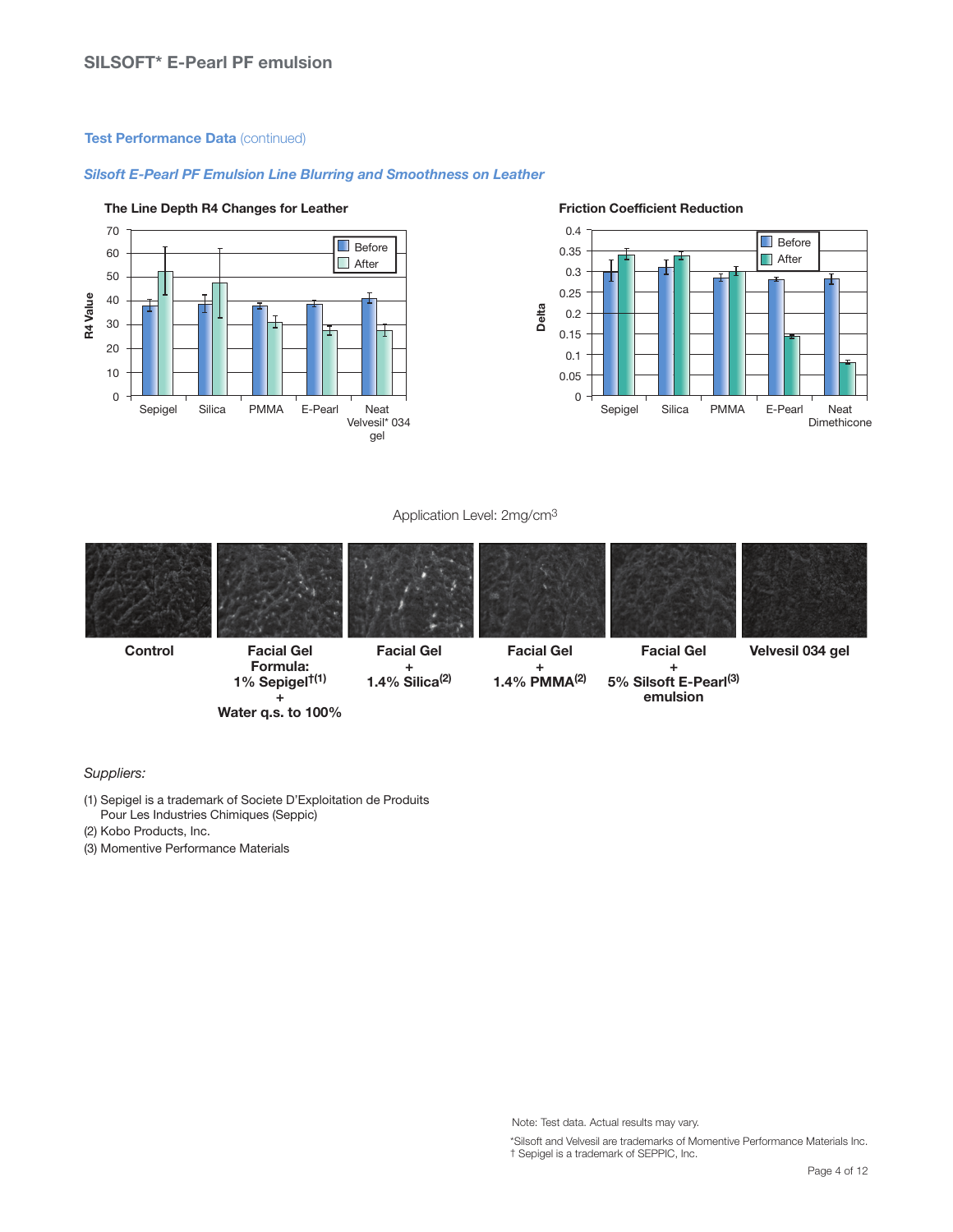## Test Performance Data (continued)

*Silsoft E-Pearl PF Emulsion Line Blurring and Smoothness on Leather*

**The Line Depth R4 Changes for Leather**

**Friction Coefficient Reduction**

Application Level: 2mg/cm3

| Control | Facial Gel Formula: 1% Sepigel†(1) + Water q.s. to 100% | Facial Gel + 1.4% Silica(2) | Facial Gel + 1.4% PMMA(2) | Facial Gel + 5% Silsoft E-Pearl(3) emulsion | Velvesil 034 gel |
|---|---|---|---|---|---|

*Suppliers:*

(1) Sepigel is a trademark of Societe D'Exploitation de Produits Pour Les Industries Chimiques (Seppic)
(2) Kobo Products, Inc.
(3) Momentive Performance Materials

Note: Test data. Actual results may vary.

*Silsoft and Velvesil are trademarks of Momentive Performance Materials Inc.
† Sepigel is a trademark of SEPPIC, Inc.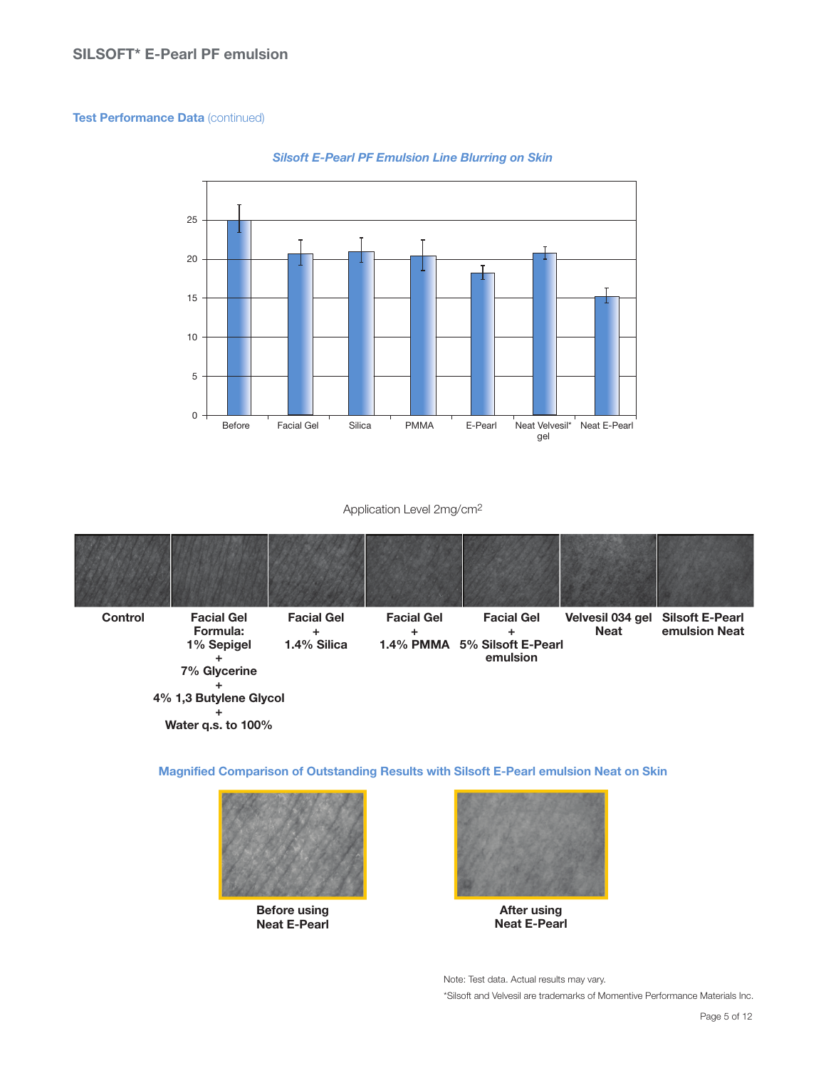## Test Performance Data (continued)

*Silsoft E-Pearl PF Emulsion Line Blurring on Skin*

Application Level 2mg/cm$^2$

| Control | Facial Gel Formula: 1% Sepigel + 7% Glycerine + 4% 1,3 Butylene Glycol + Water q.s. to 100% | Facial Gel + 1.4% Silica | Facial Gel + 1.4% PMMA | Facial Gel + 5% Silsoft E-Pearl emulsion | Velvesil 034 gel Neat | Silsoft E-Pearl emulsion Neat |
| --- | --- | --- | --- | --- | --- | --- |

**Magnified Comparison of Outstanding Results with Silsoft E-Pearl emulsion Neat on Skin**

**Before using Neat E-Pearl**

**After using Neat E-Pearl**

Note: Test data. Actual results may vary.

*Silsoft and Velvesil are trademarks of Momentive Performance Materials Inc.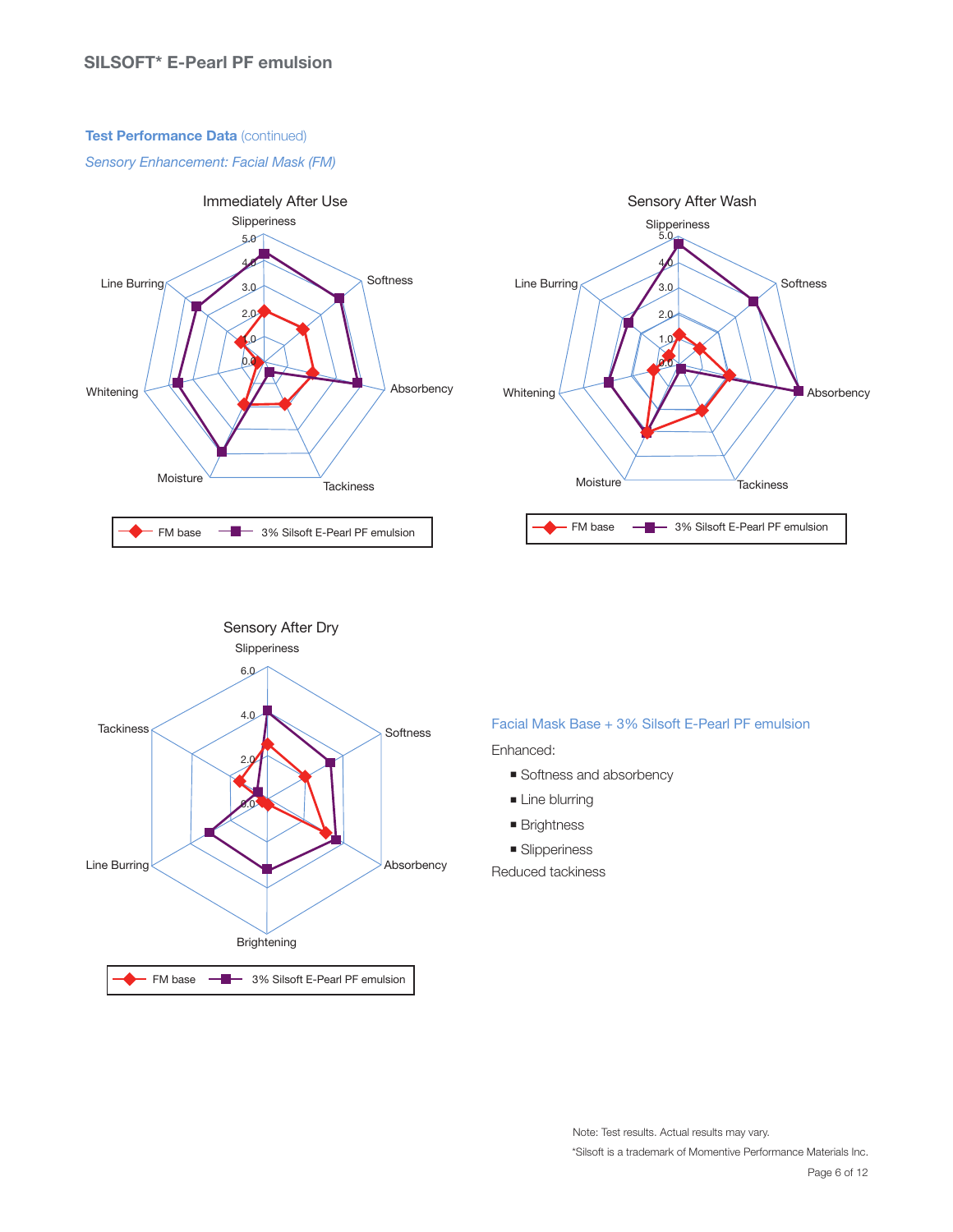## Test Performance Data (continued)

*Sensory Enhancement: Facial Mask (FM)*

Immediately After Use

Slipperiness, Softness, Absorbency, Tackiness, Moisture, Whitening, Line Burring

FM base — 3% Silsoft E-Pearl PF emulsion

Sensory After Wash

Slipperiness, Softness, Absorbency, Tackiness, Moisture, Whitening, Line Burring

FM base — 3% Silsoft E-Pearl PF emulsion

Sensory After Dry

Slipperiness, Softness, Absorbency, Brightening, Line Burring, Tackiness

FM base — 3% Silsoft E-Pearl PF emulsion

### Facial Mask Base + 3% Silsoft E-Pearl PF emulsion

Enhanced:

- Softness and absorbency
- Line blurring
- Brightness
- Slipperiness

Reduced tackiness

Note: Test results. Actual results may vary.

*Silsoft is a trademark of Momentive Performance Materials Inc.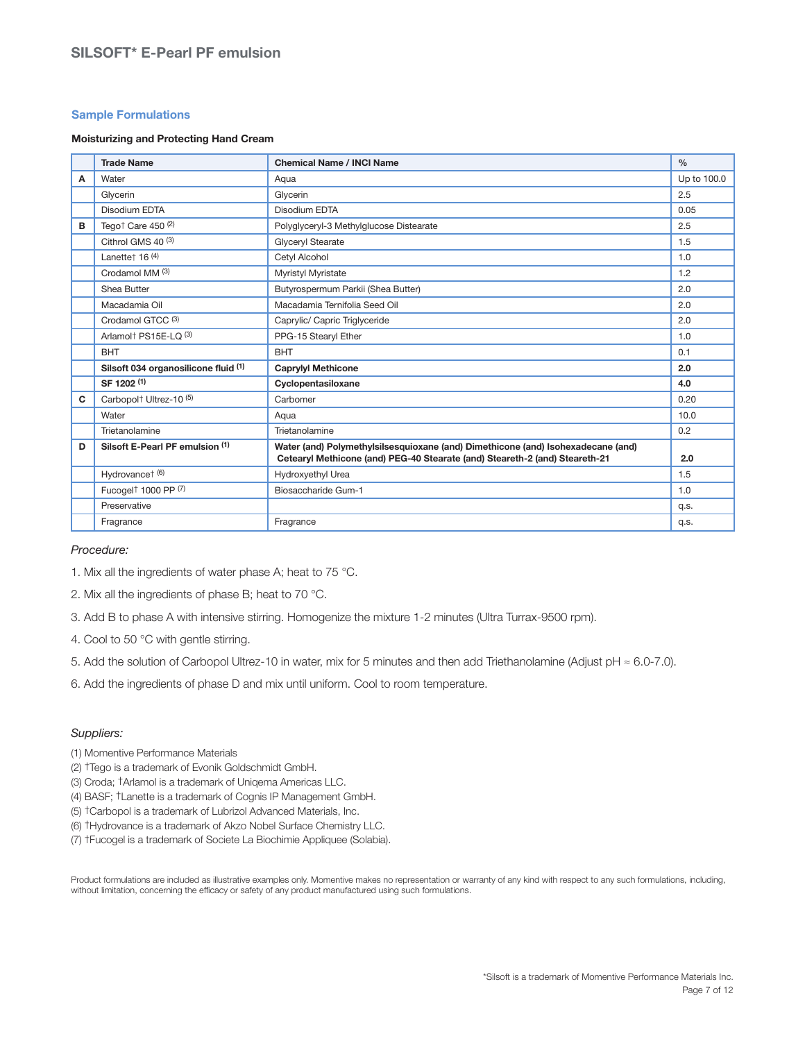## Sample Formulations

**Moisturizing and Protecting Hand Cream**

| | Trade Name | Chemical Name / INCI Name | % |
|---|---|---|---|
| A | Water | Aqua | Up to 100.0 |
| | Glycerin | Glycerin | 2.5 |
| | Disodium EDTA | Disodium EDTA | 0.05 |
| B | Tego† Care 450 (2) | Polyglyceryl-3 Methylglucose Distearate | 2.5 |
| | Cithrol GMS 40 (3) | Glyceryl Stearate | 1.5 |
| | Lanette† 16 (4) | Cetyl Alcohol | 1.0 |
| | Crodamol MM (3) | Myristyl Myristate | 1.2 |
| | Shea Butter | Butyrospermum Parkii (Shea Butter) | 2.0 |
| | Macadamia Oil | Macadamia Ternifolia Seed Oil | 2.0 |
| | Crodamol GTCC (3) | Caprylic/ Capric Triglyceride | 2.0 |
| | Arlamol† PS15E-LQ (3) | PPG-15 Stearyl Ether | 1.0 |
| | BHT | BHT | 0.1 |
| | **Silsoft 034 organosilicone fluid (1)** | **Caprylyl Methicone** | **2.0** |
| | **SF 1202 (1)** | **Cyclopentasiloxane** | **4.0** |
| C | Carbopol† Ultrez-10 (5) | Carbomer | 0.20 |
| | Water | Aqua | 10.0 |
| | Trietanolamine | Trietanolamine | 0.2 |
| D | **Silsoft E-Pearl PF emulsion (1)** | **Water (and) Polymethylsilsesquioxane (and) Dimethicone (and) Isohexadecane (and) Cetearyl Methicone (and) PEG-40 Stearate (and) Steareth-2 (and) Steareth-21** | **2.0** |
| | Hydrovance† (6) | Hydroxyethyl Urea | 1.5 |
| | Fucogel† 1000 PP (7) | Biosaccharide Gum-1 | 1.0 |
| | Preservative | | q.s. |
| | Fragrance | Fragrance | q.s. |

*Procedure:*

1. Mix all the ingredients of water phase A; heat to 75 °C.
2. Mix all the ingredients of phase B; heat to 70 °C.
3. Add B to phase A with intensive stirring. Homogenize the mixture 1-2 minutes (Ultra Turrax-9500 rpm).
4. Cool to 50 °C with gentle stirring.
5. Add the solution of Carbopol Ultrez-10 in water, mix for 5 minutes and then add Triethanolamine (Adjust pH ≈ 6.0-7.0).
6. Add the ingredients of phase D and mix until uniform. Cool to room temperature.

*Suppliers:*

(1) Momentive Performance Materials
(2) †Tego is a trademark of Evonik Goldschmidt GmbH.
(3) Croda; †Arlamol is a trademark of Uniqema Americas LLC.
(4) BASF; †Lanette is a trademark of Cognis IP Management GmbH.
(5) †Carbopol is a trademark of Lubrizol Advanced Materials, Inc.
(6) †Hydrovance is a trademark of Akzo Nobel Surface Chemistry LLC.
(7) †Fucogel is a trademark of Societe La Biochimie Appliquee (Solabia).

Product formulations are included as illustrative examples only. Momentive makes no representation or warranty of any kind with respect to any such formulations, including, without limitation, concerning the efficacy or safety of any product manufactured using such formulations.

*Silsoft is a trademark of Momentive Performance Materials Inc.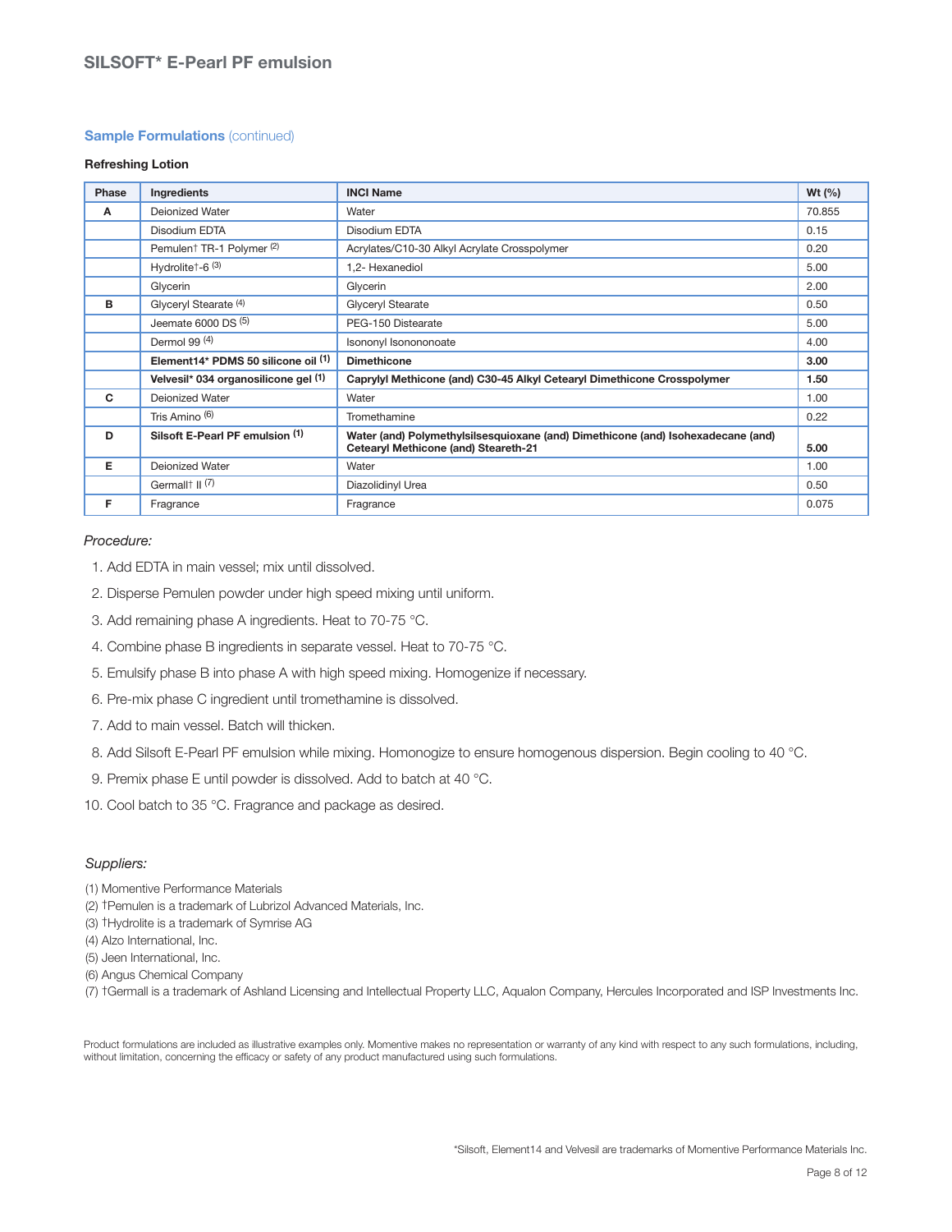## SILSOFT* E-Pearl PF emulsion

### Sample Formulations (continued)

**Refreshing Lotion**

| Phase | Ingredients | INCI Name | Wt (%) |
|---|---|---|---|
| A | Deionized Water | Water | 70.855 |
| | Disodium EDTA | Disodium EDTA | 0.15 |
| | Pemulen† TR-1 Polymer (2) | Acrylates/C10-30 Alkyl Acrylate Crosspolymer | 0.20 |
| | Hydrolite†-6 (3) | 1,2- Hexanediol | 5.00 |
| | Glycerin | Glycerin | 2.00 |
| B | Glyceryl Stearate (4) | Glyceryl Stearate | 0.50 |
| | Jeemate 6000 DS (5) | PEG-150 Distearate | 5.00 |
| | Dermol 99 (4) | Isononyl Isononanoate | 4.00 |
| | **Element14* PDMS 50 silicone oil (1)** | **Dimethicone** | **3.00** |
| | **Velvesil* 034 organosilicone gel (1)** | **Caprylyl Methicone (and) C30-45 Alkyl Cetearyl Dimethicone Crosspolymer** | **1.50** |
| C | Deionized Water | Water | 1.00 |
| | Tris Amino (6) | Tromethamine | 0.22 |
| D | **Silsoft E-Pearl PF emulsion (1)** | **Water (and) Polymethylsilsesquioxane (and) Dimethicone (and) Isohexadecane (and) Cetearyl Methicone (and) Steareth-21** | **5.00** |
| E | Deionized Water | Water | 1.00 |
| | Germall† II (7) | Diazolidinyl Urea | 0.50 |
| F | Fragrance | Fragrance | 0.075 |

*Procedure:*

1. Add EDTA in main vessel; mix until dissolved.
2. Disperse Pemulen powder under high speed mixing until uniform.
3. Add remaining phase A ingredients. Heat to 70-75 °C.
4. Combine phase B ingredients in separate vessel. Heat to 70-75 °C.
5. Emulsify phase B into phase A with high speed mixing. Homogenize if necessary.
6. Pre-mix phase C ingredient until tromethamine is dissolved.
7. Add to main vessel. Batch will thicken.
8. Add Silsoft E-Pearl PF emulsion while mixing. Homonogize to ensure homogenous dispersion. Begin cooling to 40 °C.
9. Premix phase E until powder is dissolved. Add to batch at 40 °C.
10. Cool batch to 35 °C. Fragrance and package as desired.

*Suppliers:*

(1) Momentive Performance Materials
(2) †Pemulen is a trademark of Lubrizol Advanced Materials, Inc.
(3) †Hydrolite is a trademark of Symrise AG
(4) Alzo International, Inc.
(5) Jeen International, Inc.
(6) Angus Chemical Company
(7) †Germall is a trademark of Ashland Licensing and Intellectual Property LLC, Aqualon Company, Hercules Incorporated and ISP Investments Inc.

Product formulations are included as illustrative examples only. Momentive makes no representation or warranty of any kind with respect to any such formulations, including, without limitation, concerning the efficacy or safety of any product manufactured using such formulations.

*Silsoft, Element14 and Velvesil are trademarks of Momentive Performance Materials Inc.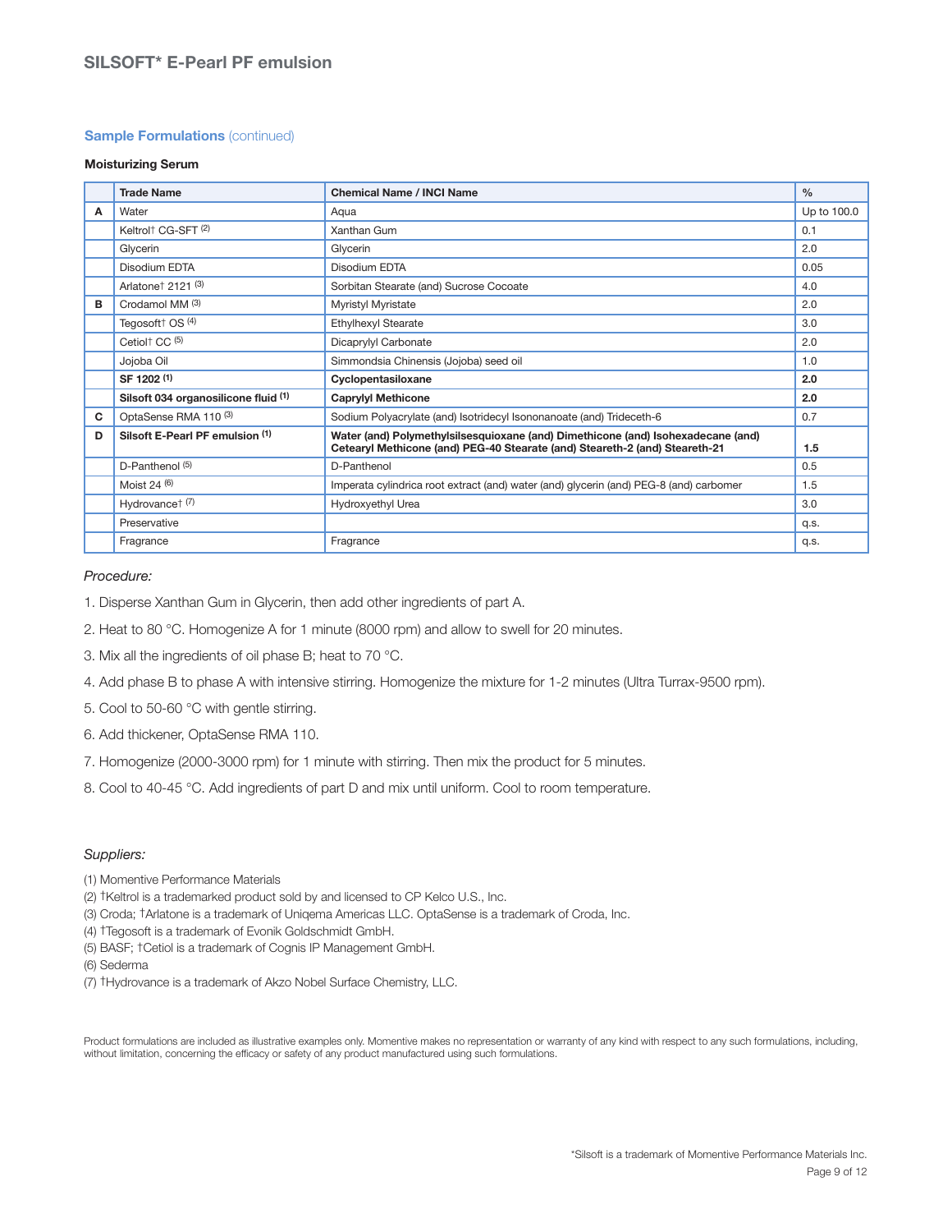## SILSOFT* E-Pearl PF emulsion

### Sample Formulations (continued)

**Moisturizing Serum**

| | Trade Name | Chemical Name / INCI Name | % |
|---|---|---|---|
| A | Water | Aqua | Up to 100.0 |
| | Keltrol† CG-SFT [2] | Xanthan Gum | 0.1 |
| | Glycerin | Glycerin | 2.0 |
| | Disodium EDTA | Disodium EDTA | 0.05 |
| | Arlatone† 2121 [3] | Sorbitan Stearate (and) Sucrose Cocoate | 4.0 |
| B | Crodamol MM [3] | Myristyl Myristate | 2.0 |
| | Tegosoft† OS [4] | Ethylhexyl Stearate | 3.0 |
| | Cetiol† CC [5] | Dicaprylyl Carbonate | 2.0 |
| | Jojoba Oil | Simmondsia Chinensis (Jojoba) seed oil | 1.0 |
| | **SF 1202 [1]** | **Cyclopentasiloxane** | **2.0** |
| | **Silsoft 034 organosilicone fluid [1]** | **Caprylyl Methicone** | **2.0** |
| C | OptaSense RMA 110 [3] | Sodium Polyacrylate (and) Isotridecyl Isononanoate (and) Trideceth-6 | 0.7 |
| D | **Silsoft E-Pearl PF emulsion [1]** | **Water (and) Polymethylsilsesquioxane (and) Dimethicone (and) Isohexadecane (and) Cetearyl Methicone (and) PEG-40 Stearate (and) Steareth-2 (and) Steareth-21** | **1.5** |
| | D-Panthenol [5] | D-Panthenol | 0.5 |
| | Moist 24 [6] | Imperata cylindrica root extract (and) water (and) glycerin (and) PEG-8 (and) carbomer | 1.5 |
| | Hydrovance† [7] | Hydroxyethyl Urea | 3.0 |
| | Preservative | | q.s. |
| | Fragrance | Fragrance | q.s. |

*Procedure:*

1. Disperse Xanthan Gum in Glycerin, then add other ingredients of part A.
2. Heat to 80 °C. Homogenize A for 1 minute (8000 rpm) and allow to swell for 20 minutes.
3. Mix all the ingredients of oil phase B; heat to 70 °C.
4. Add phase B to phase A with intensive stirring. Homogenize the mixture for 1-2 minutes (Ultra Turrax-9500 rpm).
5. Cool to 50-60 °C with gentle stirring.
6. Add thickener, OptaSense RMA 110.
7. Homogenize (2000-3000 rpm) for 1 minute with stirring. Then mix the product for 5 minutes.
8. Cool to 40-45 °C. Add ingredients of part D and mix until uniform. Cool to room temperature.

*Suppliers:*

(1) Momentive Performance Materials
(2) †Keltrol is a trademarked product sold by and licensed to CP Kelco U.S., Inc.
(3) Croda; †Arlatone is a trademark of Uniqema Americas LLC. OptaSense is a trademark of Croda, Inc.
(4) †Tegosoft is a trademark of Evonik Goldschmidt GmbH.
(5) BASF; †Cetiol is a trademark of Cognis IP Management GmbH.
(6) Sederma
(7) †Hydrovance is a trademark of Akzo Nobel Surface Chemistry, LLC.

Product formulations are included as illustrative examples only. Momentive makes no representation or warranty of any kind with respect to any such formulations, including, without limitation, concerning the efficacy or safety of any product manufactured using such formulations.

*Silsoft is a trademark of Momentive Performance Materials Inc.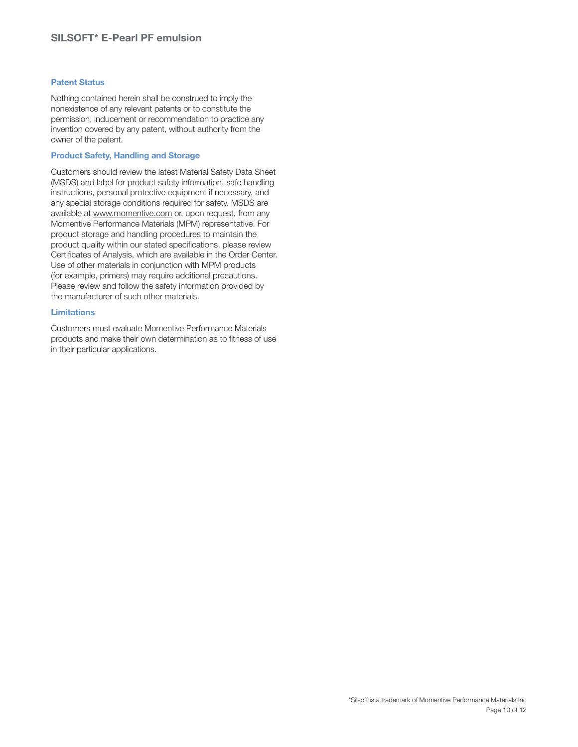### Patent Status

Nothing contained herein shall be construed to imply the nonexistence of any relevant patents or to constitute the permission, inducement or recommendation to practice any invention covered by any patent, without authority from the owner of the patent.

### Product Safety, Handling and Storage

Customers should review the latest Material Safety Data Sheet (MSDS) and label for product safety information, safe handling instructions, personal protective equipment if necessary, and any special storage conditions required for safety. MSDS are available at www.momentive.com or, upon request, from any Momentive Performance Materials (MPM) representative. For product storage and handling procedures to maintain the product quality within our stated specifications, please review Certificates of Analysis, which are available in the Order Center. Use of other materials in conjunction with MPM products (for example, primers) may require additional precautions. Please review and follow the safety information provided by the manufacturer of such other materials.

### Limitations

Customers must evaluate Momentive Performance Materials products and make their own determination as to fitness of use in their particular applications.

*Silsoft is a trademark of Momentive Performance Materials Inc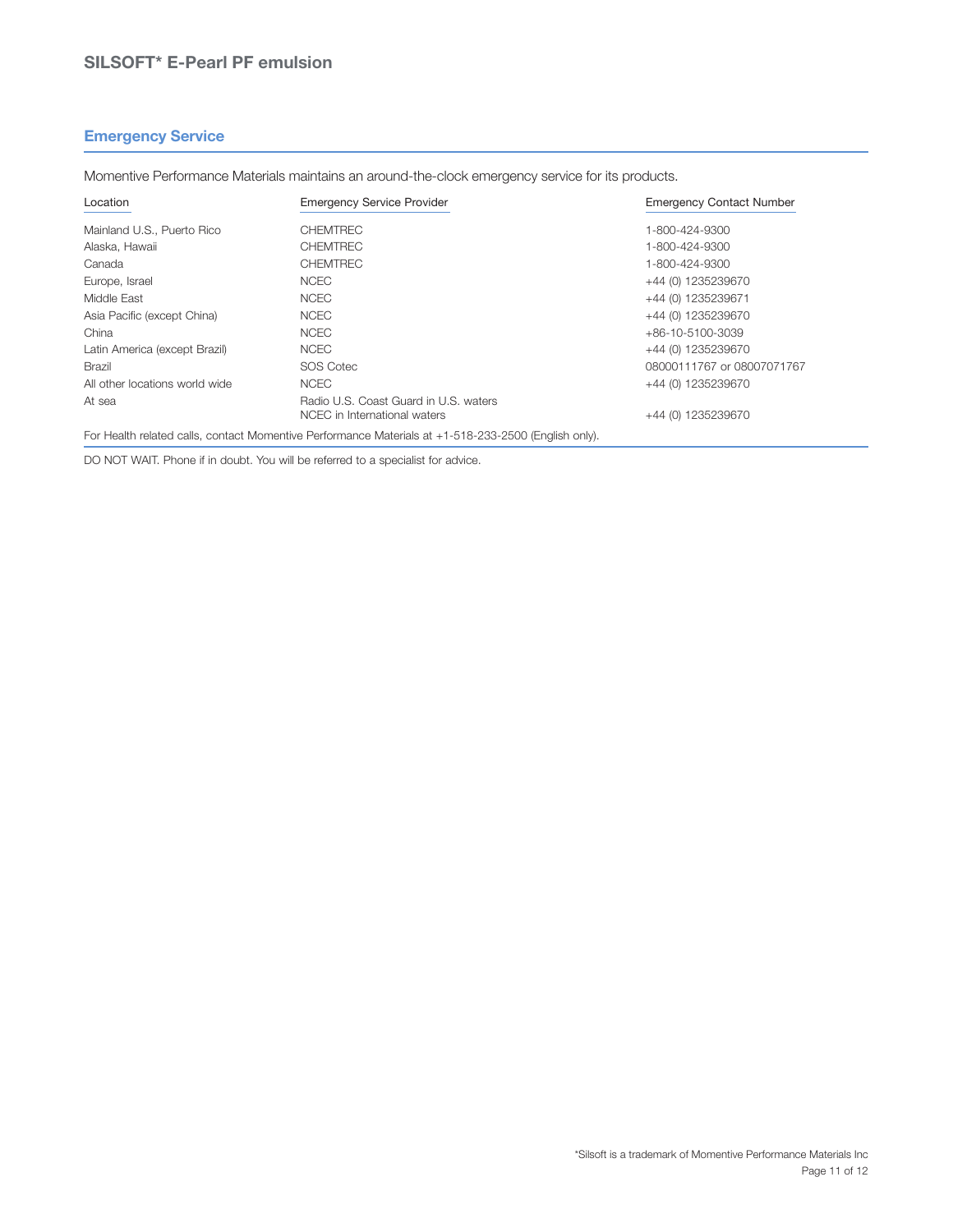## Emergency Service

Momentive Performance Materials maintains an around-the-clock emergency service for its products.

| Location | Emergency Service Provider | Emergency Contact Number |
|---|---|---|
| Mainland U.S., Puerto Rico | CHEMTREC | 1-800-424-9300 |
| Alaska, Hawaii | CHEMTREC | 1-800-424-9300 |
| Canada | CHEMTREC | 1-800-424-9300 |
| Europe, Israel | NCEC | +44 (0) 1235239670 |
| Middle East | NCEC | +44 (0) 1235239671 |
| Asia Pacific (except China) | NCEC | +44 (0) 1235239670 |
| China | NCEC | +86-10-5100-3039 |
| Latin America (except Brazil) | NCEC | +44 (0) 1235239670 |
| Brazil | SOS Cotec | 08000111767 or 08007071767 |
| All other locations world wide | NCEC | +44 (0) 1235239670 |
| At sea | Radio U.S. Coast Guard in U.S. waters<br>NCEC in International waters | <br>+44 (0) 1235239670 |

For Health related calls, contact Momentive Performance Materials at +1-518-233-2500 (English only).

DO NOT WAIT. Phone if in doubt. You will be referred to a specialist for advice.

*Silsoft is a trademark of Momentive Performance Materials Inc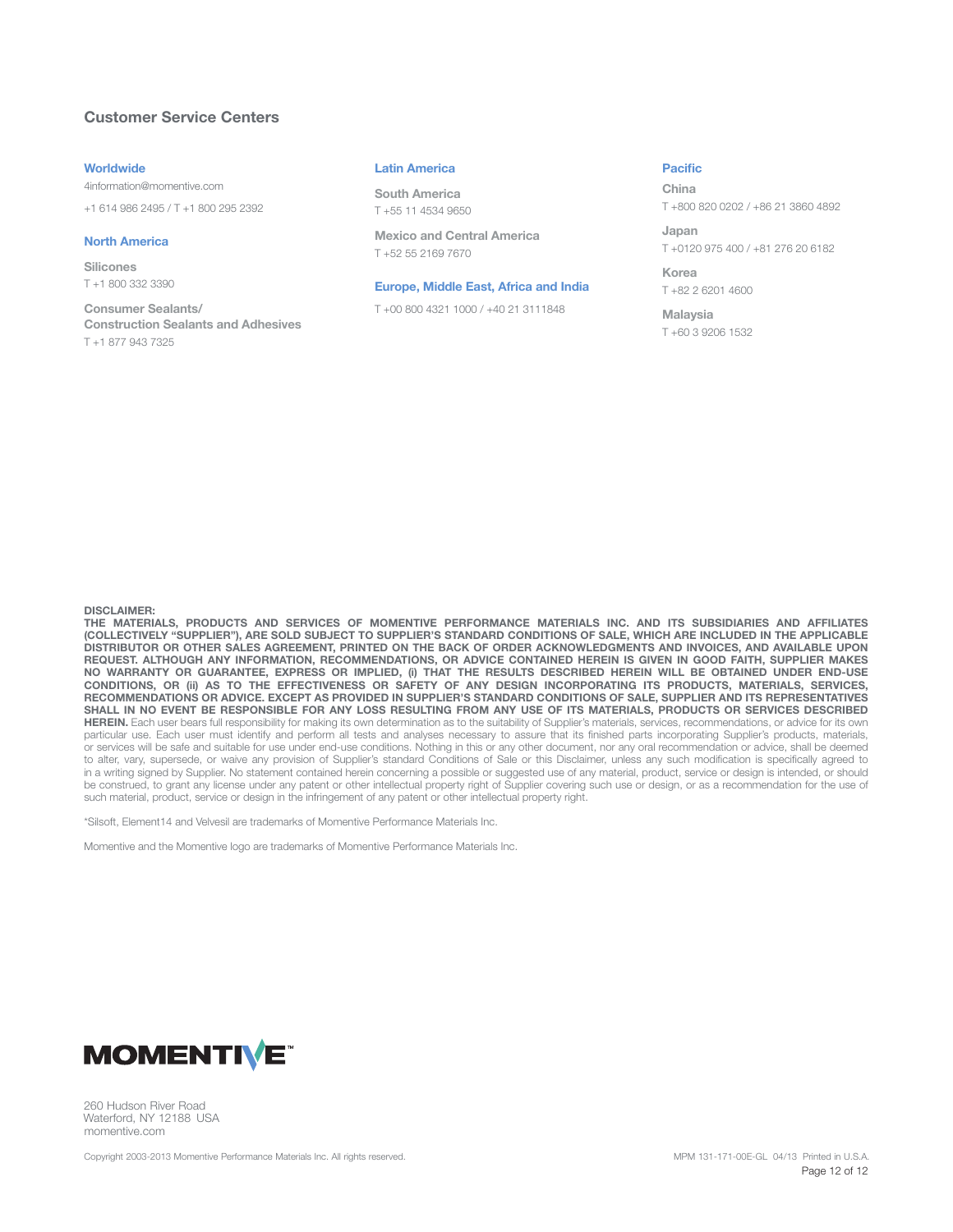## Customer Service Centers

### Worldwide

4information@momentive.com

+1 614 986 2495 / T +1 800 295 2392

### North America

**Silicones**

T +1 800 332 3390

**Consumer Sealants/ Construction Sealants and Adhesives**

T +1 877 943 7325

### Latin America

**South America**

T +55 11 4534 9650

**Mexico and Central America**

T +52 55 2169 7670

### Europe, Middle East, Africa and India

T +00 800 4321 1000 / +40 21 3111848

### Pacific

**China**

T +800 820 0202 / +86 21 3860 4892

**Japan**

T +0120 975 400 / +81 276 20 6182

**Korea**

T +82 2 6201 4600

**Malaysia**

T +60 3 9206 1532

**DISCLAIMER:**
**THE MATERIALS, PRODUCTS AND SERVICES OF MOMENTIVE PERFORMANCE MATERIALS INC. AND ITS SUBSIDIARIES AND AFFILIATES (COLLECTIVELY "SUPPLIER"), ARE SOLD SUBJECT TO SUPPLIER'S STANDARD CONDITIONS OF SALE, WHICH ARE INCLUDED IN THE APPLICABLE DISTRIBUTOR OR OTHER SALES AGREEMENT, PRINTED ON THE BACK OF ORDER ACKNOWLEDGMENTS AND INVOICES, AND AVAILABLE UPON REQUEST. ALTHOUGH ANY INFORMATION, RECOMMENDATIONS, OR ADVICE CONTAINED HEREIN IS GIVEN IN GOOD FAITH, SUPPLIER MAKES NO WARRANTY OR GUARANTEE, EXPRESS OR IMPLIED, (i) THAT THE RESULTS DESCRIBED HEREIN WILL BE OBTAINED UNDER END-USE CONDITIONS, OR (ii) AS TO THE EFFECTIVENESS OR SAFETY OF ANY DESIGN INCORPORATING ITS PRODUCTS, MATERIALS, SERVICES, RECOMMENDATIONS OR ADVICE. EXCEPT AS PROVIDED IN SUPPLIER'S STANDARD CONDITIONS OF SALE, SUPPLIER AND ITS REPRESENTATIVES SHALL IN NO EVENT BE RESPONSIBLE FOR ANY LOSS RESULTING FROM ANY USE OF ITS MATERIALS, PRODUCTS OR SERVICES DESCRIBED HEREIN.** Each user bears full responsibility for making its own determination as to the suitability of Supplier's materials, services, recommendations, or advice for its own particular use. Each user must identify and perform all tests and analyses necessary to assure that its finished parts incorporating Supplier's products, materials, or services will be safe and suitable for use under end-use conditions. Nothing in this or any other document, nor any oral recommendation or advice, shall be deemed to alter, vary, supersede, or waive any provision of Supplier's standard Conditions of Sale or this Disclaimer, unless any such modification is specifically agreed to in a writing signed by Supplier. No statement contained herein concerning a possible or suggested use of any material, product, service or design is intended, or should be construed, to grant any license under any patent or other intellectual property right of Supplier covering such use or design, or as a recommendation for the use of such material, product, service or design in the infringement of any patent or other intellectual property right.

*Silsoft, Element14 and Velvesil are trademarks of Momentive Performance Materials Inc.

Momentive and the Momentive logo are trademarks of Momentive Performance Materials Inc.

MOMENTIVE™

260 Hudson River Road
Waterford, NY 12188 USA
momentive.com

Copyright 2003-2013 Momentive Performance Materials Inc. All rights reserved.

MPM 131-171-00E-GL 04/13 Printed in U.S.A.